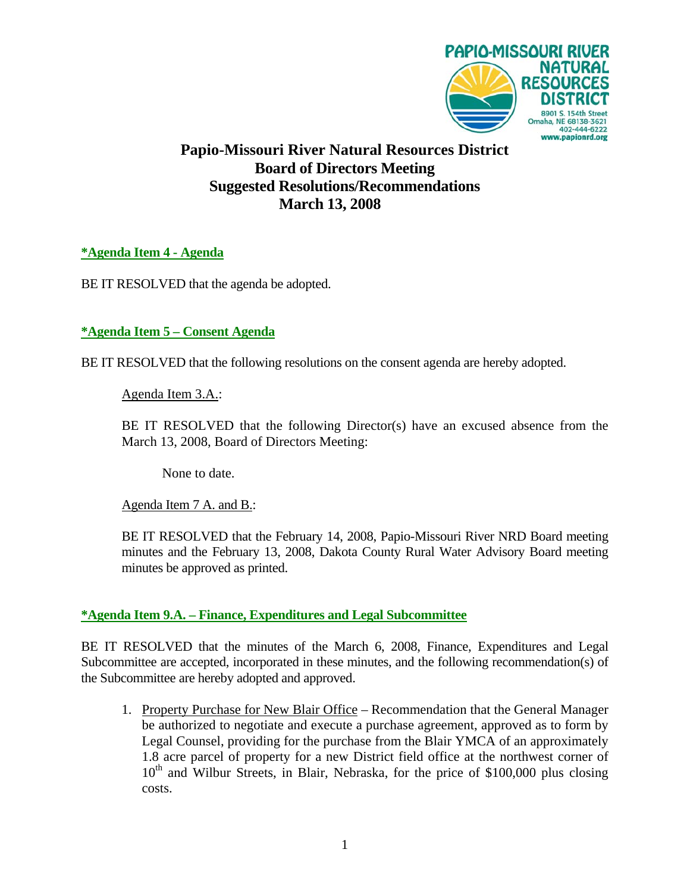PAPIO-MISSOURI RIVER NATURAL RESOURCES DISTRICT
8901 S. 154th Street
Omaha, NE 68138-3621
402-444-6222
www.papionrd.org

# Papio-Missouri River Natural Resources District
# Board of Directors Meeting
# Suggested Resolutions/Recommendations
# March 13, 2008

**\*Agenda Item 4 - Agenda**

BE IT RESOLVED that the agenda be adopted.

**\*Agenda Item 5 – Consent Agenda**

BE IT RESOLVED that the following resolutions on the consent agenda are hereby adopted.

Agenda Item 3.A.:

BE IT RESOLVED that the following Director(s) have an excused absence from the March 13, 2008, Board of Directors Meeting:

None to date.

Agenda Item 7 A. and B.:

BE IT RESOLVED that the February 14, 2008, Papio-Missouri River NRD Board meeting minutes and the February 13, 2008, Dakota County Rural Water Advisory Board meeting minutes be approved as printed.

**\*Agenda Item 9.A. – Finance, Expenditures and Legal Subcommittee**

BE IT RESOLVED that the minutes of the March 6, 2008, Finance, Expenditures and Legal Subcommittee are accepted, incorporated in these minutes, and the following recommendation(s) of the Subcommittee are hereby adopted and approved.

1. Property Purchase for New Blair Office – Recommendation that the General Manager be authorized to negotiate and execute a purchase agreement, approved as to form by Legal Counsel, providing for the purchase from the Blair YMCA of an approximately 1.8 acre parcel of property for a new District field office at the northwest corner of 10th and Wilbur Streets, in Blair, Nebraska, for the price of $100,000 plus closing costs.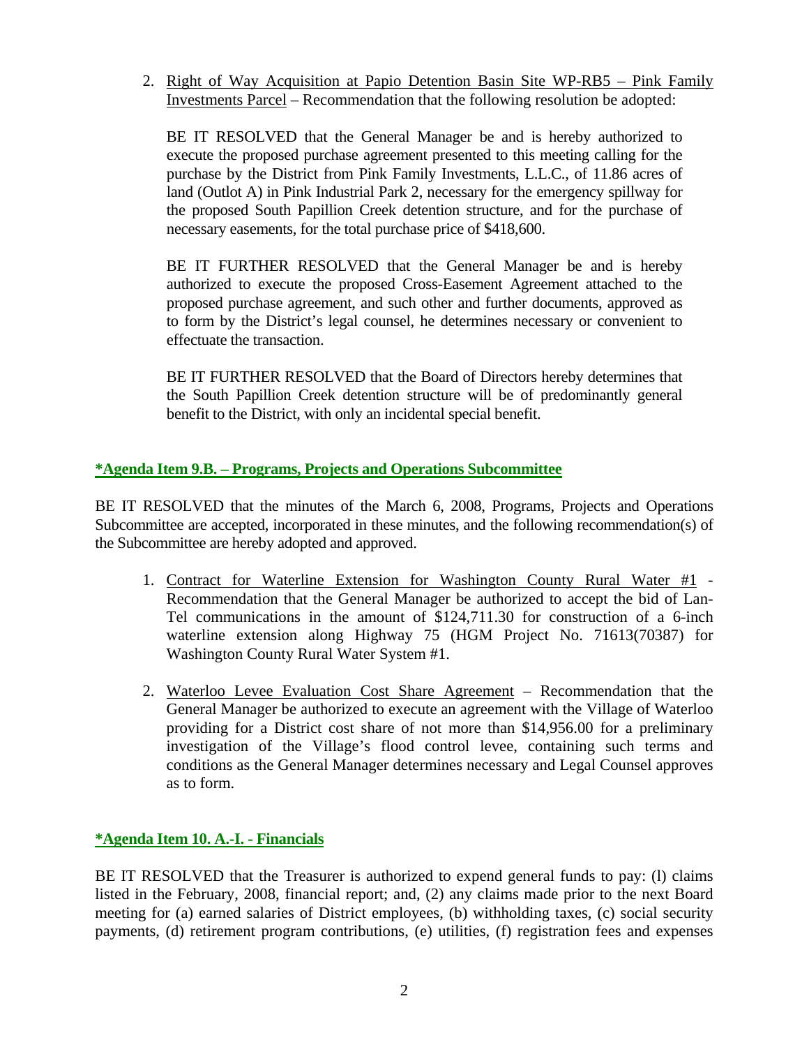2. Right of Way Acquisition at Papio Detention Basin Site WP-RB5 – Pink Family Investments Parcel – Recommendation that the following resolution be adopted:

   BE IT RESOLVED that the General Manager be and is hereby authorized to execute the proposed purchase agreement presented to this meeting calling for the purchase by the District from Pink Family Investments, L.L.C., of 11.86 acres of land (Outlot A) in Pink Industrial Park 2, necessary for the emergency spillway for the proposed South Papillion Creek detention structure, and for the purchase of necessary easements, for the total purchase price of $418,600.

   BE IT FURTHER RESOLVED that the General Manager be and is hereby authorized to execute the proposed Cross-Easement Agreement attached to the proposed purchase agreement, and such other and further documents, approved as to form by the District's legal counsel, he determines necessary or convenient to effectuate the transaction.

   BE IT FURTHER RESOLVED that the Board of Directors hereby determines that the South Papillion Creek detention structure will be of predominantly general benefit to the District, with only an incidental special benefit.

## *Agenda Item 9.B. – Programs, Projects and Operations Subcommittee

BE IT RESOLVED that the minutes of the March 6, 2008, Programs, Projects and Operations Subcommittee are accepted, incorporated in these minutes, and the following recommendation(s) of the Subcommittee are hereby adopted and approved.

1. Contract for Waterline Extension for Washington County Rural Water #1 - Recommendation that the General Manager be authorized to accept the bid of Lan-Tel communications in the amount of $124,711.30 for construction of a 6-inch waterline extension along Highway 75 (HGM Project No. 71613(70387) for Washington County Rural Water System #1.

2. Waterloo Levee Evaluation Cost Share Agreement – Recommendation that the General Manager be authorized to execute an agreement with the Village of Waterloo providing for a District cost share of not more than $14,956.00 for a preliminary investigation of the Village's flood control levee, containing such terms and conditions as the General Manager determines necessary and Legal Counsel approves as to form.

## *Agenda Item 10. A.-I. - Financials

BE IT RESOLVED that the Treasurer is authorized to expend general funds to pay: (l) claims listed in the February, 2008, financial report; and, (2) any claims made prior to the next Board meeting for (a) earned salaries of District employees, (b) withholding taxes, (c) social security payments, (d) retirement program contributions, (e) utilities, (f) registration fees and expenses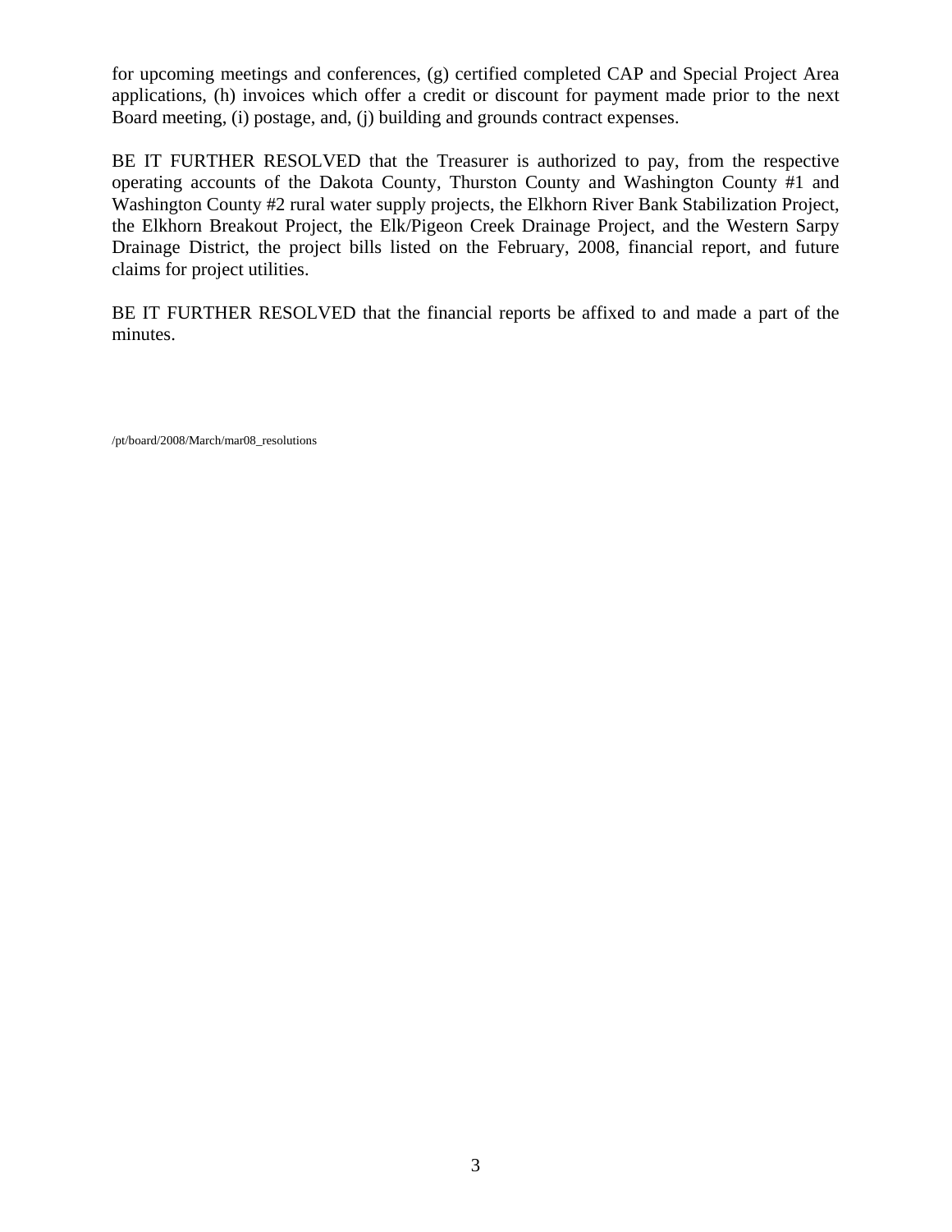for upcoming meetings and conferences, (g) certified completed CAP and Special Project Area applications, (h) invoices which offer a credit or discount for payment made prior to the next Board meeting, (i) postage, and, (j) building and grounds contract expenses.

BE IT FURTHER RESOLVED that the Treasurer is authorized to pay, from the respective operating accounts of the Dakota County, Thurston County and Washington County #1 and Washington County #2 rural water supply projects, the Elkhorn River Bank Stabilization Project, the Elkhorn Breakout Project, the Elk/Pigeon Creek Drainage Project, and the Western Sarpy Drainage District, the project bills listed on the February, 2008, financial report, and future claims for project utilities.

BE IT FURTHER RESOLVED that the financial reports be affixed to and made a part of the minutes.

/pt/board/2008/March/mar08_resolutions